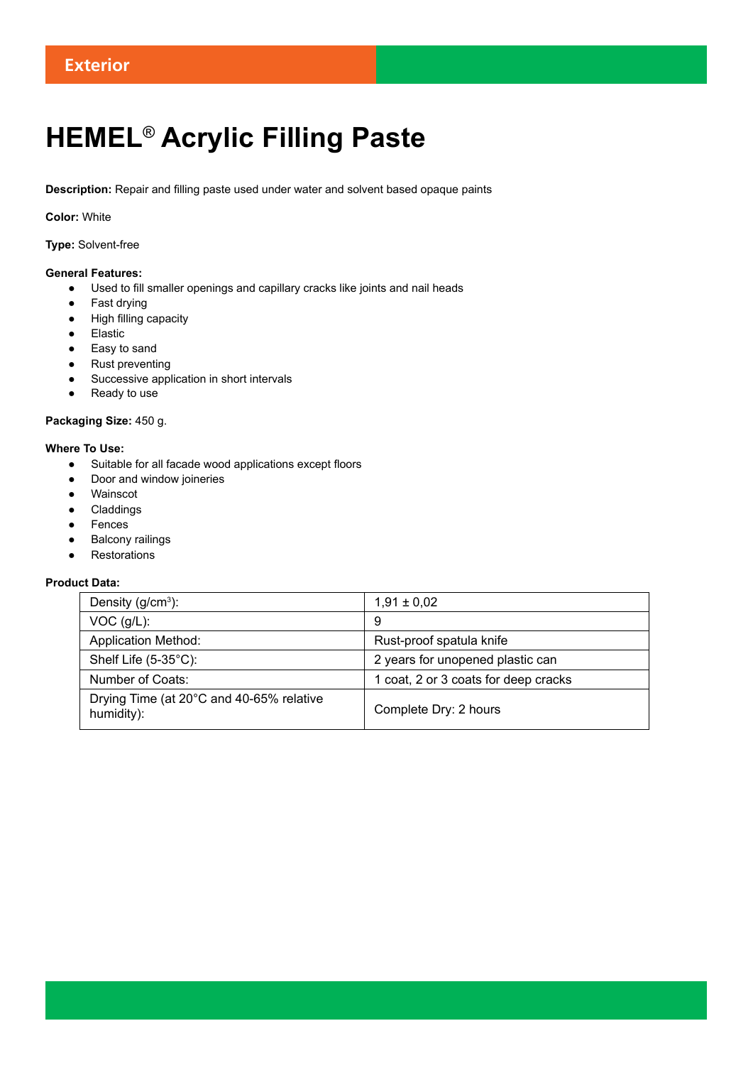Exterior

# HEMEL® Acrylic Filling Paste

**Description:** Repair and filling paste used under water and solvent based opaque paints

**Color:** White

**Type:** Solvent-free

**General Features:**

- Used to fill smaller openings and capillary cracks like joints and nail heads
- Fast drying
- High filling capacity
- Elastic
- Easy to sand
- Rust preventing
- Successive application in short intervals
- Ready to use

**Packaging Size:** 450 g.

**Where To Use:**

- Suitable for all facade wood applications except floors
- Door and window joineries
- Wainscot
- Claddings
- Fences
- Balcony railings
- Restorations

**Product Data:**

| | |
|---|---|
| Density (g/cm³): | 1,91 ± 0,02 |
| VOC (g/L): | 9 |
| Application Method: | Rust-proof spatula knife |
| Shelf Life (5-35°C): | 2 years for unopened plastic can |
| Number of Coats: | 1 coat, 2 or 3 coats for deep cracks |
| Drying Time (at 20°C and 40-65% relative humidity): | Complete Dry: 2 hours |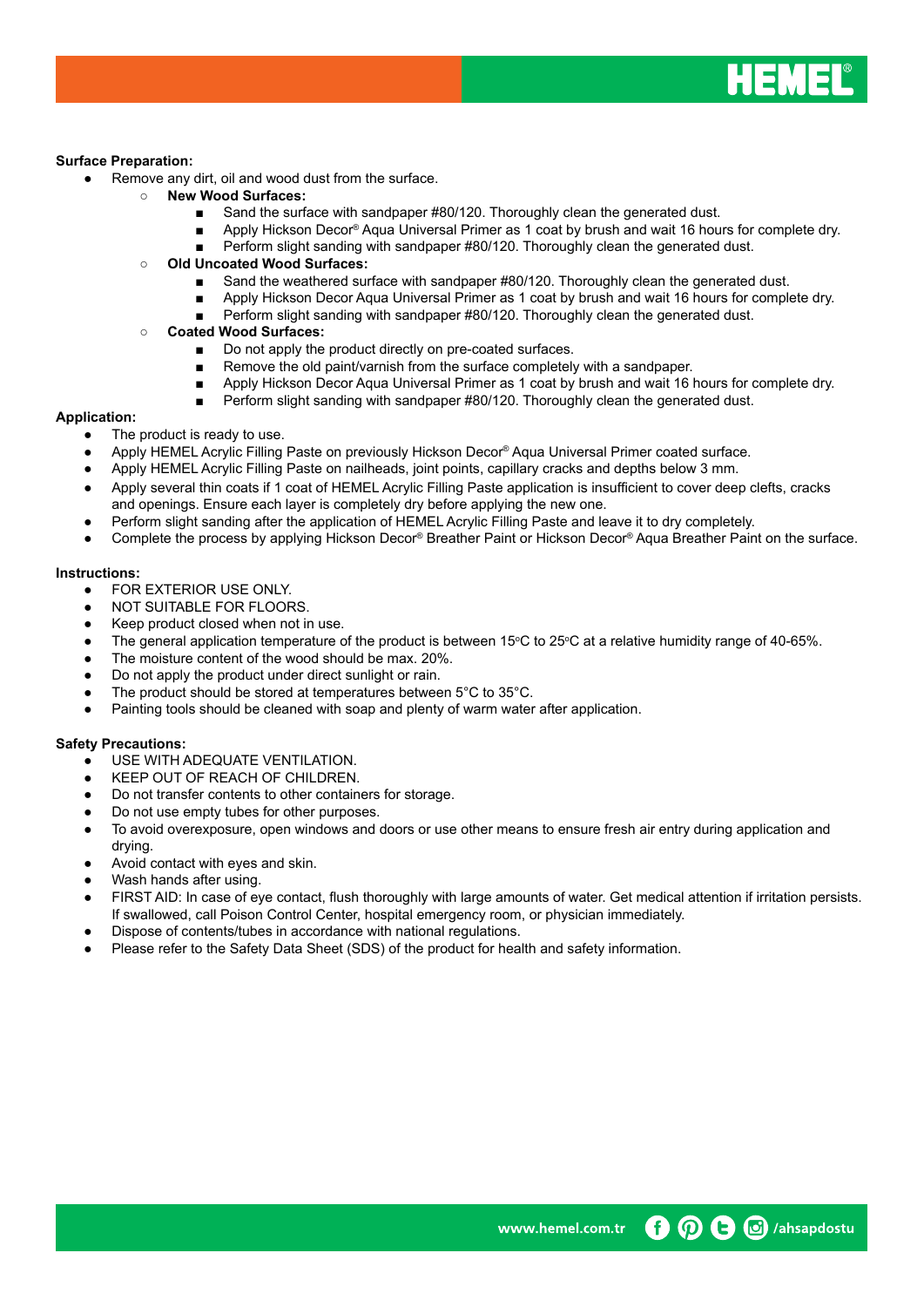**Surface Preparation:**

- Remove any dirt, oil and wood dust from the surface.
  - **New Wood Surfaces:**
    - Sand the surface with sandpaper #80/120. Thoroughly clean the generated dust.
    - Apply Hickson Decor® Aqua Universal Primer as 1 coat by brush and wait 16 hours for complete dry.
    - Perform slight sanding with sandpaper #80/120. Thoroughly clean the generated dust.
  - **Old Uncoated Wood Surfaces:**
    - Sand the weathered surface with sandpaper #80/120. Thoroughly clean the generated dust.
    - Apply Hickson Decor Aqua Universal Primer as 1 coat by brush and wait 16 hours for complete dry.
    - Perform slight sanding with sandpaper #80/120. Thoroughly clean the generated dust.
  - **Coated Wood Surfaces:**
    - Do not apply the product directly on pre-coated surfaces.
    - Remove the old paint/varnish from the surface completely with a sandpaper.
    - Apply Hickson Decor Aqua Universal Primer as 1 coat by brush and wait 16 hours for complete dry.
    - Perform slight sanding with sandpaper #80/120. Thoroughly clean the generated dust.

**Application:**

- The product is ready to use.
- Apply HEMEL Acrylic Filling Paste on previously Hickson Decor® Aqua Universal Primer coated surface.
- Apply HEMEL Acrylic Filling Paste on nailheads, joint points, capillary cracks and depths below 3 mm.
- Apply several thin coats if 1 coat of HEMEL Acrylic Filling Paste application is insufficient to cover deep clefts, cracks and openings. Ensure each layer is completely dry before applying the new one.
- Perform slight sanding after the application of HEMEL Acrylic Filling Paste and leave it to dry completely.
- Complete the process by applying Hickson Decor® Breather Paint or Hickson Decor® Aqua Breather Paint on the surface.

**Instructions:**

- FOR EXTERIOR USE ONLY.
- NOT SUITABLE FOR FLOORS.
- Keep product closed when not in use.
- The general application temperature of the product is between 15°C to 25°C at a relative humidity range of 40-65%.
- The moisture content of the wood should be max. 20%.
- Do not apply the product under direct sunlight or rain.
- The product should be stored at temperatures between 5°C to 35°C.
- Painting tools should be cleaned with soap and plenty of warm water after application.

**Safety Precautions:**

- USE WITH ADEQUATE VENTILATION.
- KEEP OUT OF REACH OF CHILDREN.
- Do not transfer contents to other containers for storage.
- Do not use empty tubes for other purposes.
- To avoid overexposure, open windows and doors or use other means to ensure fresh air entry during application and drying.
- Avoid contact with eyes and skin.
- Wash hands after using.
- FIRST AID: In case of eye contact, flush thoroughly with large amounts of water. Get medical attention if irritation persists. If swallowed, call Poison Control Center, hospital emergency room, or physician immediately.
- Dispose of contents/tubes in accordance with national regulations.
- Please refer to the Safety Data Sheet (SDS) of the product for health and safety information.